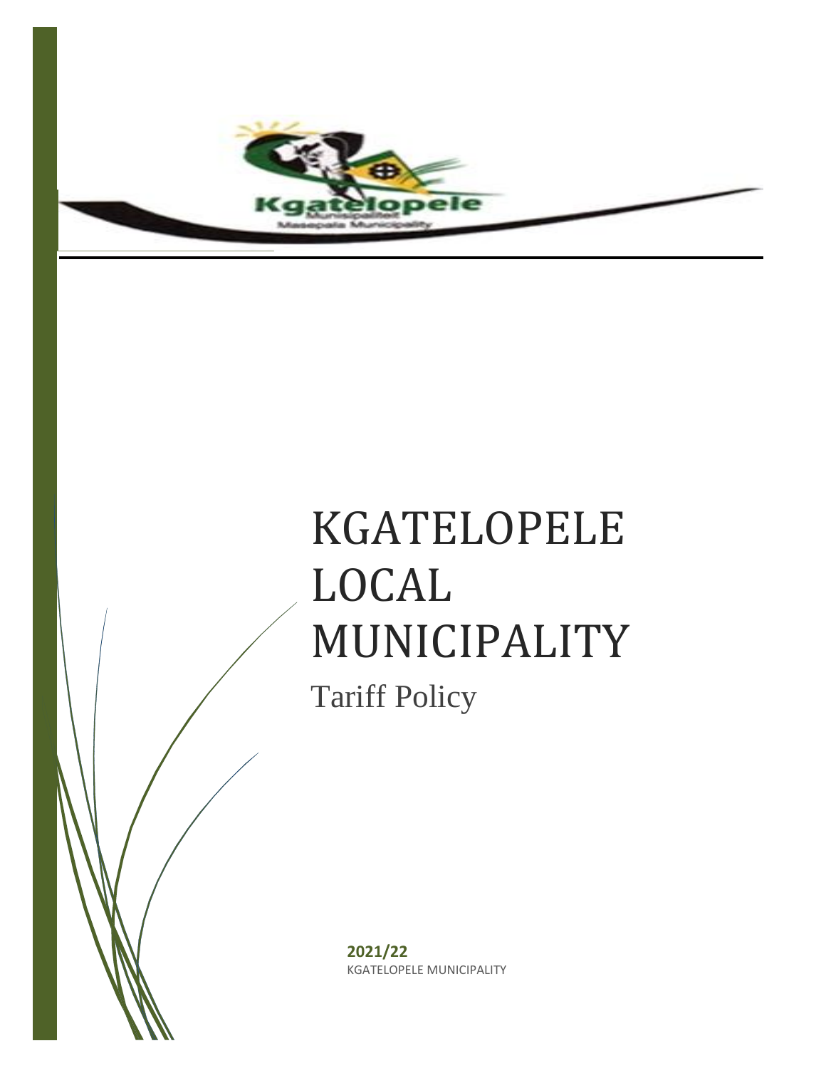# KGATELOPELE LOCAL MUNICIPALITY

## Tariff Policy

**2021/22**

KGATELOPELE MUNICIPALITY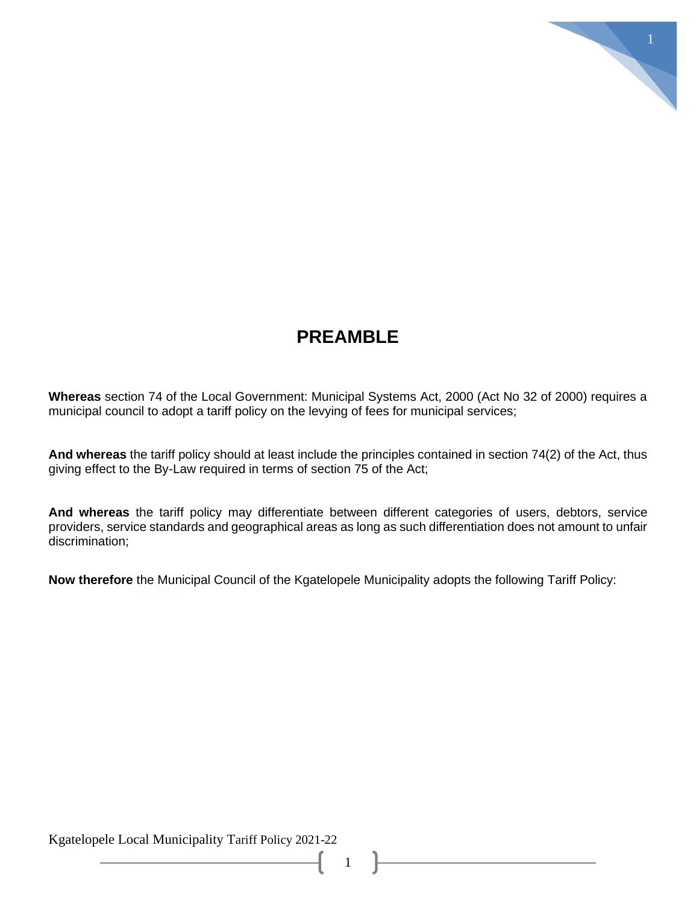# PREAMBLE

**Whereas** section 74 of the Local Government: Municipal Systems Act, 2000 (Act No 32 of 2000) requires a municipal council to adopt a tariff policy on the levying of fees for municipal services;

**And whereas** the tariff policy should at least include the principles contained in section 74(2) of the Act, thus giving effect to the By-Law required in terms of section 75 of the Act;

**And whereas** the tariff policy may differentiate between different categories of users, debtors, service providers, service standards and geographical areas as long as such differentiation does not amount to unfair discrimination;

**Now therefore** the Municipal Council of the Kgatelopele Municipality adopts the following Tariff Policy: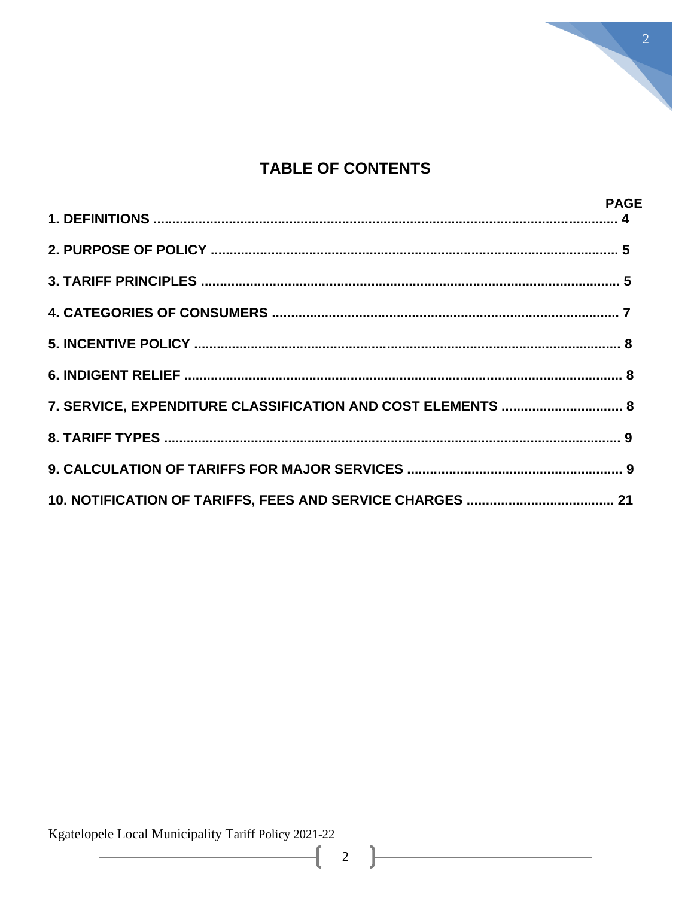# TABLE OF CONTENTS

| | PAGE |
|---|---|
| **1. DEFINITIONS** | **4** |
| **2. PURPOSE OF POLICY** | **5** |
| **3. TARIFF PRINCIPLES** | **5** |
| **4. CATEGORIES OF CONSUMERS** | **7** |
| **5. INCENTIVE POLICY** | **8** |
| **6. INDIGENT RELIEF** | **8** |
| **7. SERVICE, EXPENDITURE CLASSIFICATION AND COST ELEMENTS** | **8** |
| **8. TARIFF TYPES** | **9** |
| **9. CALCULATION OF TARIFFS FOR MAJOR SERVICES** | **9** |
| **10. NOTIFICATION OF TARIFFS, FEES AND SERVICE CHARGES** | **21** |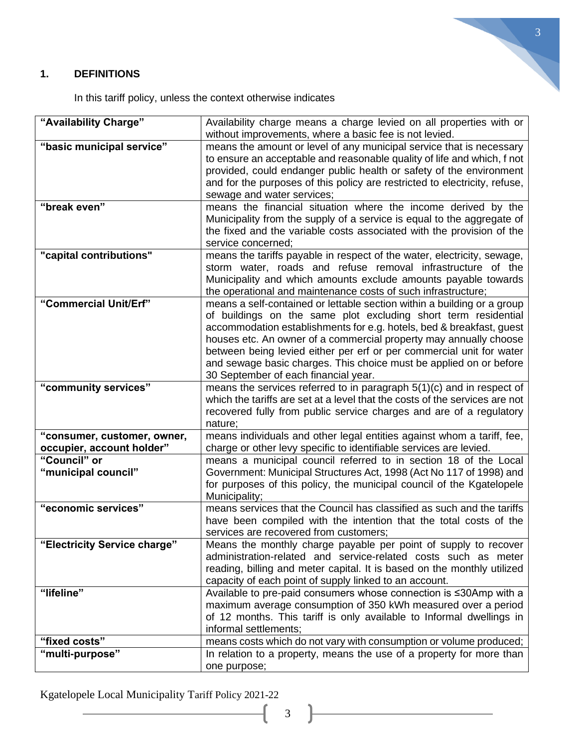## 1. DEFINITIONS

In this tariff policy, unless the context otherwise indicates

| | |
|---|---|
| **"Availability Charge"** | Availability charge means a charge levied on all properties with or without improvements, where a basic fee is not levied. |
| **"basic municipal service"** | means the amount or level of any municipal service that is necessary to ensure an acceptable and reasonable quality of life and which, f not provided, could endanger public health or safety of the environment and for the purposes of this policy are restricted to electricity, refuse, sewage and water services; |
| **"break even"** | means the financial situation where the income derived by the Municipality from the supply of a service is equal to the aggregate of the fixed and the variable costs associated with the provision of the service concerned; |
| **"capital contributions"** | means the tariffs payable in respect of the water, electricity, sewage, storm water, roads and refuse removal infrastructure of the Municipality and which amounts exclude amounts payable towards the operational and maintenance costs of such infrastructure; |
| **"Commercial Unit/Erf"** | means a self-contained or lettable section within a building or a group of buildings on the same plot excluding short term residential accommodation establishments for e.g. hotels, bed & breakfast, guest houses etc. An owner of a commercial property may annually choose between being levied either per erf or per commercial unit for water and sewage basic charges. This choice must be applied on or before 30 September of each financial year. |
| **"community services"** | means the services referred to in paragraph 5(1)(c) and in respect of which the tariffs are set at a level that the costs of the services are not recovered fully from public service charges and are of a regulatory nature; |
| **"consumer, customer, owner, occupier, account holder"** | means individuals and other legal entities against whom a tariff, fee, charge or other levy specific to identifiable services are levied. |
| **"Council" or "municipal council"** | means a municipal council referred to in section 18 of the Local Government: Municipal Structures Act, 1998 (Act No 117 of 1998) and for purposes of this policy, the municipal council of the Kgatelopele Municipality; |
| **"economic services"** | means services that the Council has classified as such and the tariffs have been compiled with the intention that the total costs of the services are recovered from customers; |
| **"Electricity Service charge"** | Means the monthly charge payable per point of supply to recover administration-related and service-related costs such as meter reading, billing and meter capital. It is based on the monthly utilized capacity of each point of supply linked to an account. |
| **"lifeline"** | Available to pre-paid consumers whose connection is ≤30Amp with a maximum average consumption of 350 kWh measured over a period of 12 months. This tariff is only available to Informal dwellings in informal settlements; |
| **"fixed costs"** | means costs which do not vary with consumption or volume produced; |
| **"multi-purpose"** | In relation to a property, means the use of a property for more than one purpose; |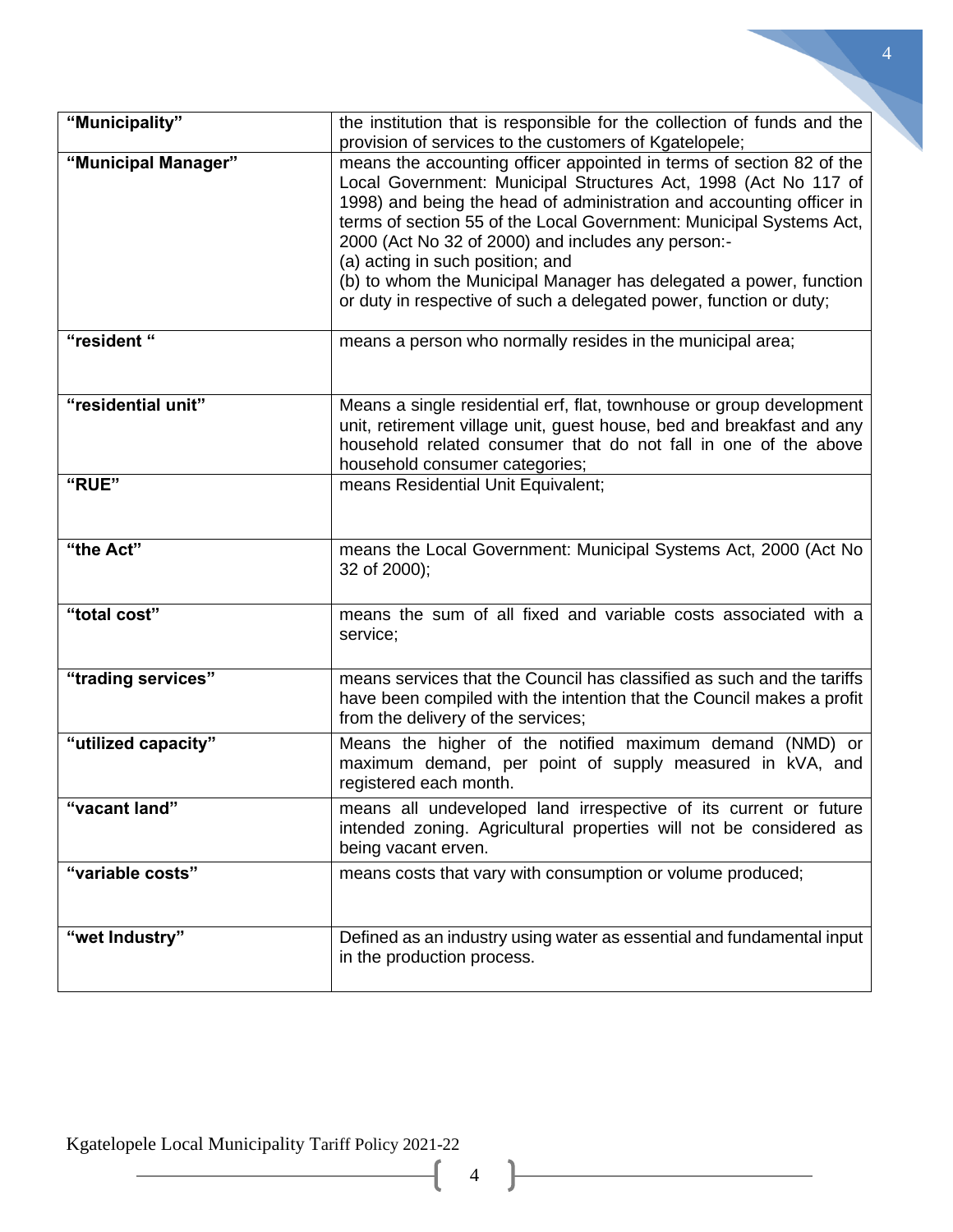| | |
|---|---|
| **“Municipality”** | the institution that is responsible for the collection of funds and the provision of services to the customers of Kgatelopele; |
| **“Municipal Manager”** | means the accounting officer appointed in terms of section 82 of the Local Government: Municipal Structures Act, 1998 (Act No 117 of 1998) and being the head of administration and accounting officer in terms of section 55 of the Local Government: Municipal Systems Act, 2000 (Act No 32 of 2000) and includes any person:-<br>(a) acting in such position; and<br>(b) to whom the Municipal Manager has delegated a power, function or duty in respective of such a delegated power, function or duty; |
| **“resident “** | means a person who normally resides in the municipal area; |
| **“residential unit”** | Means a single residential erf, flat, townhouse or group development unit, retirement village unit, guest house, bed and breakfast and any household related consumer that do not fall in one of the above household consumer categories; |
| **“RUE”** | means Residential Unit Equivalent; |
| **“the Act”** | means the Local Government: Municipal Systems Act, 2000 (Act No 32 of 2000); |
| **“total cost”** | means the sum of all fixed and variable costs associated with a service; |
| **“trading services”** | means services that the Council has classified as such and the tariffs have been compiled with the intention that the Council makes a profit from the delivery of the services; |
| **“utilized capacity”** | Means the higher of the notified maximum demand (NMD) or maximum demand, per point of supply measured in kVA, and registered each month. |
| **“vacant land”** | means all undeveloped land irrespective of its current or future intended zoning. Agricultural properties will not be considered as being vacant erven. |
| **“variable costs”** | means costs that vary with consumption or volume produced; |
| **“wet Industry”** | Defined as an industry using water as essential and fundamental input in the production process. |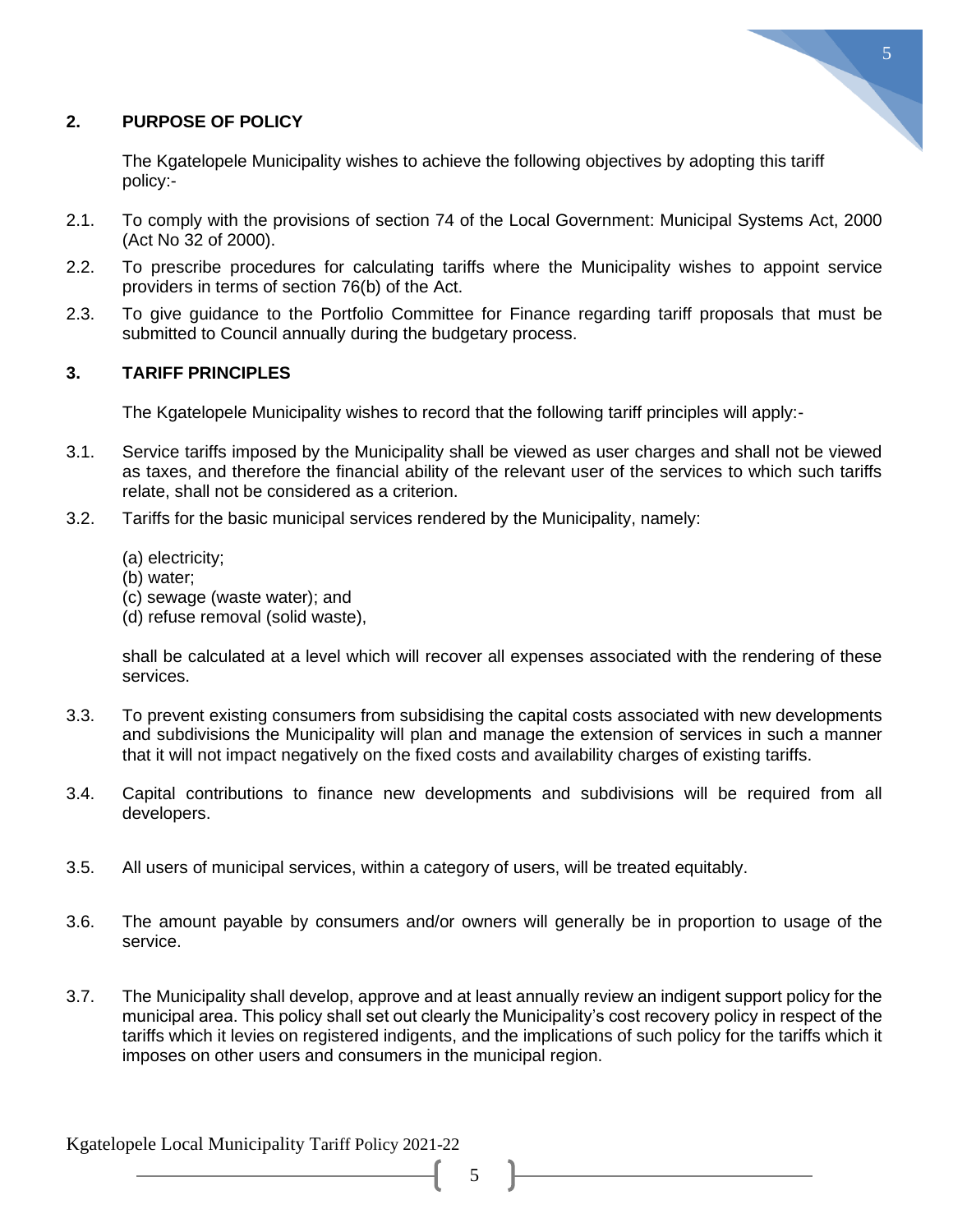## 2. PURPOSE OF POLICY

The Kgatelopele Municipality wishes to achieve the following objectives by adopting this tariff policy:-

2.1. To comply with the provisions of section 74 of the Local Government: Municipal Systems Act, 2000 (Act No 32 of 2000).

2.2. To prescribe procedures for calculating tariffs where the Municipality wishes to appoint service providers in terms of section 76(b) of the Act.

2.3. To give guidance to the Portfolio Committee for Finance regarding tariff proposals that must be submitted to Council annually during the budgetary process.

## 3. TARIFF PRINCIPLES

The Kgatelopele Municipality wishes to record that the following tariff principles will apply:-

3.1. Service tariffs imposed by the Municipality shall be viewed as user charges and shall not be viewed as taxes, and therefore the financial ability of the relevant user of the services to which such tariffs relate, shall not be considered as a criterion.

3.2. Tariffs for the basic municipal services rendered by the Municipality, namely:

(a) electricity;
(b) water;
(c) sewage (waste water); and
(d) refuse removal (solid waste),

shall be calculated at a level which will recover all expenses associated with the rendering of these services.

3.3. To prevent existing consumers from subsidising the capital costs associated with new developments and subdivisions the Municipality will plan and manage the extension of services in such a manner that it will not impact negatively on the fixed costs and availability charges of existing tariffs.

3.4. Capital contributions to finance new developments and subdivisions will be required from all developers.

3.5. All users of municipal services, within a category of users, will be treated equitably.

3.6. The amount payable by consumers and/or owners will generally be in proportion to usage of the service.

3.7. The Municipality shall develop, approve and at least annually review an indigent support policy for the municipal area. This policy shall set out clearly the Municipality's cost recovery policy in respect of the tariffs which it levies on registered indigents, and the implications of such policy for the tariffs which it imposes on other users and consumers in the municipal region.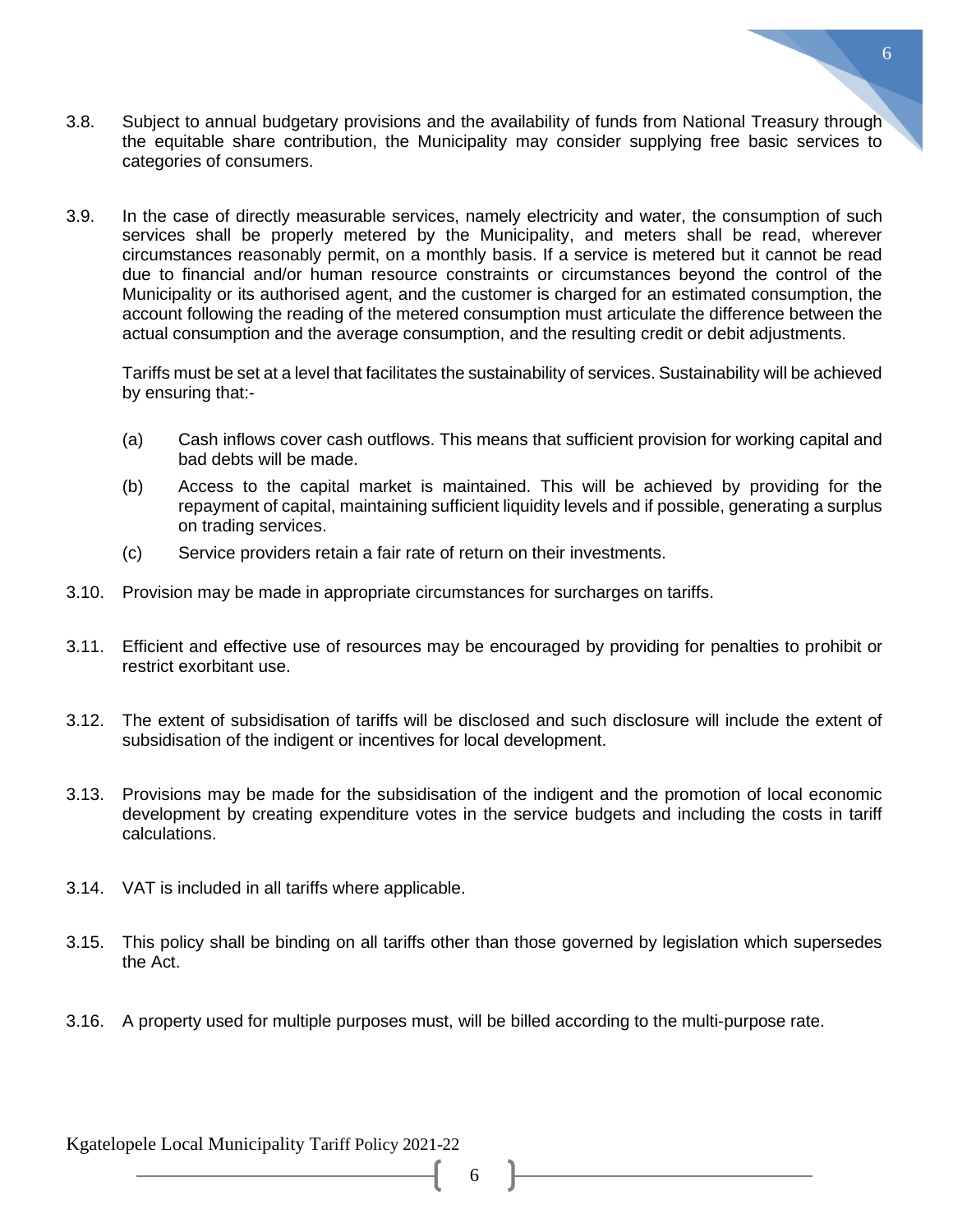3.8. Subject to annual budgetary provisions and the availability of funds from National Treasury through the equitable share contribution, the Municipality may consider supplying free basic services to categories of consumers.

3.9. In the case of directly measurable services, namely electricity and water, the consumption of such services shall be properly metered by the Municipality, and meters shall be read, wherever circumstances reasonably permit, on a monthly basis. If a service is metered but it cannot be read due to financial and/or human resource constraints or circumstances beyond the control of the Municipality or its authorised agent, and the customer is charged for an estimated consumption, the account following the reading of the metered consumption must articulate the difference between the actual consumption and the average consumption, and the resulting credit or debit adjustments.

Tariffs must be set at a level that facilitates the sustainability of services. Sustainability will be achieved by ensuring that:-

(a) Cash inflows cover cash outflows. This means that sufficient provision for working capital and bad debts will be made.

(b) Access to the capital market is maintained. This will be achieved by providing for the repayment of capital, maintaining sufficient liquidity levels and if possible, generating a surplus on trading services.

(c) Service providers retain a fair rate of return on their investments.

3.10. Provision may be made in appropriate circumstances for surcharges on tariffs.

3.11. Efficient and effective use of resources may be encouraged by providing for penalties to prohibit or restrict exorbitant use.

3.12. The extent of subsidisation of tariffs will be disclosed and such disclosure will include the extent of subsidisation of the indigent or incentives for local development.

3.13. Provisions may be made for the subsidisation of the indigent and the promotion of local economic development by creating expenditure votes in the service budgets and including the costs in tariff calculations.

3.14. VAT is included in all tariffs where applicable.

3.15. This policy shall be binding on all tariffs other than those governed by legislation which supersedes the Act.

3.16. A property used for multiple purposes must, will be billed according to the multi-purpose rate.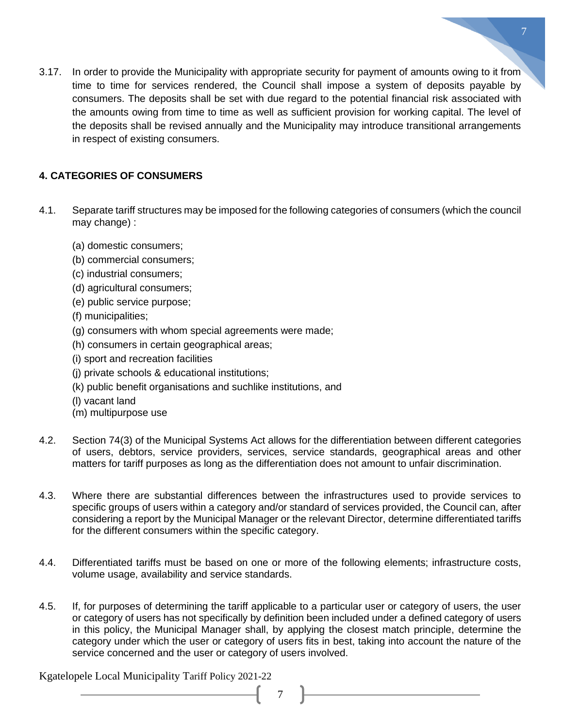3.17. In order to provide the Municipality with appropriate security for payment of amounts owing to it from time to time for services rendered, the Council shall impose a system of deposits payable by consumers. The deposits shall be set with due regard to the potential financial risk associated with the amounts owing from time to time as well as sufficient provision for working capital. The level of the deposits shall be revised annually and the Municipality may introduce transitional arrangements in respect of existing consumers.

## 4. CATEGORIES OF CONSUMERS

4.1. Separate tariff structures may be imposed for the following categories of consumers (which the council may change) :

(a) domestic consumers;
(b) commercial consumers;
(c) industrial consumers;
(d) agricultural consumers;
(e) public service purpose;
(f) municipalities;
(g) consumers with whom special agreements were made;
(h) consumers in certain geographical areas;
(i) sport and recreation facilities
(j) private schools & educational institutions;
(k) public benefit organisations and suchlike institutions, and
(l) vacant land
(m) multipurpose use

4.2. Section 74(3) of the Municipal Systems Act allows for the differentiation between different categories of users, debtors, service providers, services, service standards, geographical areas and other matters for tariff purposes as long as the differentiation does not amount to unfair discrimination.

4.3. Where there are substantial differences between the infrastructures used to provide services to specific groups of users within a category and/or standard of services provided, the Council can, after considering a report by the Municipal Manager or the relevant Director, determine differentiated tariffs for the different consumers within the specific category.

4.4. Differentiated tariffs must be based on one or more of the following elements; infrastructure costs, volume usage, availability and service standards.

4.5. If, for purposes of determining the tariff applicable to a particular user or category of users, the user or category of users has not specifically by definition been included under a defined category of users in this policy, the Municipal Manager shall, by applying the closest match principle, determine the category under which the user or category of users fits in best, taking into account the nature of the service concerned and the user or category of users involved.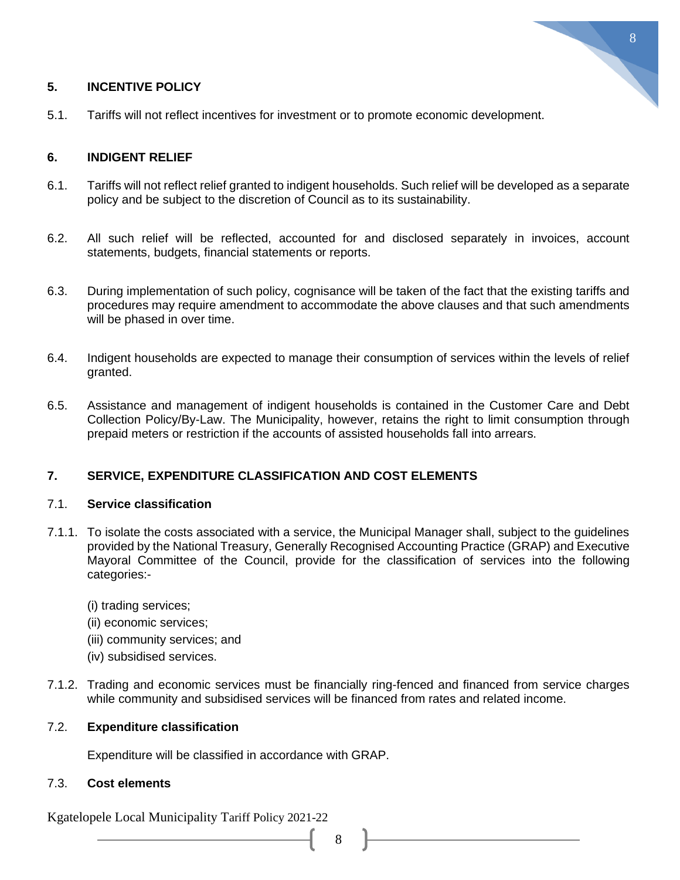## 5. INCENTIVE POLICY

5.1. Tariffs will not reflect incentives for investment or to promote economic development.

## 6. INDIGENT RELIEF

6.1. Tariffs will not reflect relief granted to indigent households. Such relief will be developed as a separate policy and be subject to the discretion of Council as to its sustainability.

6.2. All such relief will be reflected, accounted for and disclosed separately in invoices, account statements, budgets, financial statements or reports.

6.3. During implementation of such policy, cognisance will be taken of the fact that the existing tariffs and procedures may require amendment to accommodate the above clauses and that such amendments will be phased in over time.

6.4. Indigent households are expected to manage their consumption of services within the levels of relief granted.

6.5. Assistance and management of indigent households is contained in the Customer Care and Debt Collection Policy/By-Law. The Municipality, however, retains the right to limit consumption through prepaid meters or restriction if the accounts of assisted households fall into arrears.

## 7. SERVICE, EXPENDITURE CLASSIFICATION AND COST ELEMENTS

### 7.1. Service classification

7.1.1. To isolate the costs associated with a service, the Municipal Manager shall, subject to the guidelines provided by the National Treasury, Generally Recognised Accounting Practice (GRAP) and Executive Mayoral Committee of the Council, provide for the classification of services into the following categories:-

(i) trading services;
(ii) economic services;
(iii) community services; and
(iv) subsidised services.

7.1.2. Trading and economic services must be financially ring-fenced and financed from service charges while community and subsidised services will be financed from rates and related income.

### 7.2. Expenditure classification

Expenditure will be classified in accordance with GRAP.

### 7.3. Cost elements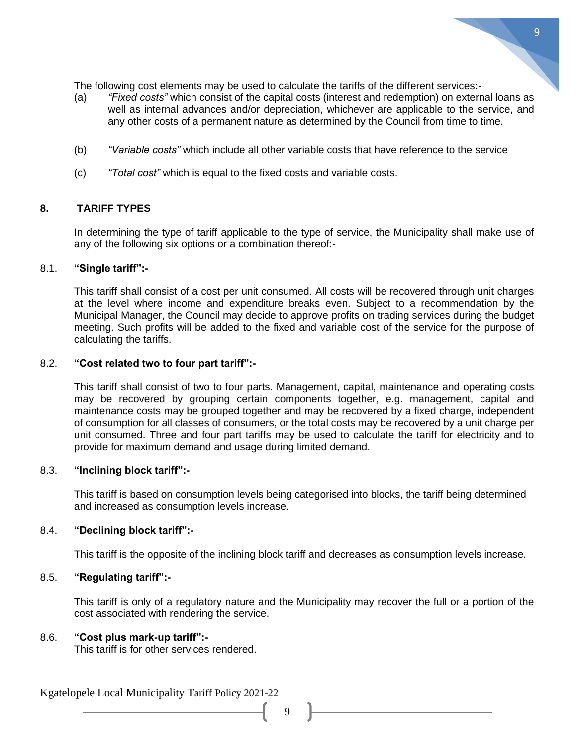The following cost elements may be used to calculate the tariffs of the different services:-

(a) *"Fixed costs"* which consist of the capital costs (interest and redemption) on external loans as well as internal advances and/or depreciation, whichever are applicable to the service, and any other costs of a permanent nature as determined by the Council from time to time.

(b) *"Variable costs"* which include all other variable costs that have reference to the service

(c) *"Total cost"* which is equal to the fixed costs and variable costs.

## 8. TARIFF TYPES

In determining the type of tariff applicable to the type of service, the Municipality shall make use of any of the following six options or a combination thereof:-

### 8.1. "Single tariff":-

This tariff shall consist of a cost per unit consumed. All costs will be recovered through unit charges at the level where income and expenditure breaks even. Subject to a recommendation by the Municipal Manager, the Council may decide to approve profits on trading services during the budget meeting. Such profits will be added to the fixed and variable cost of the service for the purpose of calculating the tariffs.

### 8.2. "Cost related two to four part tariff":-

This tariff shall consist of two to four parts. Management, capital, maintenance and operating costs may be recovered by grouping certain components together, e.g. management, capital and maintenance costs may be grouped together and may be recovered by a fixed charge, independent of consumption for all classes of consumers, or the total costs may be recovered by a unit charge per unit consumed. Three and four part tariffs may be used to calculate the tariff for electricity and to provide for maximum demand and usage during limited demand.

### 8.3. "Inclining block tariff":-

This tariff is based on consumption levels being categorised into blocks, the tariff being determined and increased as consumption levels increase.

### 8.4. "Declining block tariff":-

This tariff is the opposite of the inclining block tariff and decreases as consumption levels increase.

### 8.5. "Regulating tariff":-

This tariff is only of a regulatory nature and the Municipality may recover the full or a portion of the cost associated with rendering the service.

### 8.6. "Cost plus mark-up tariff":-

This tariff is for other services rendered.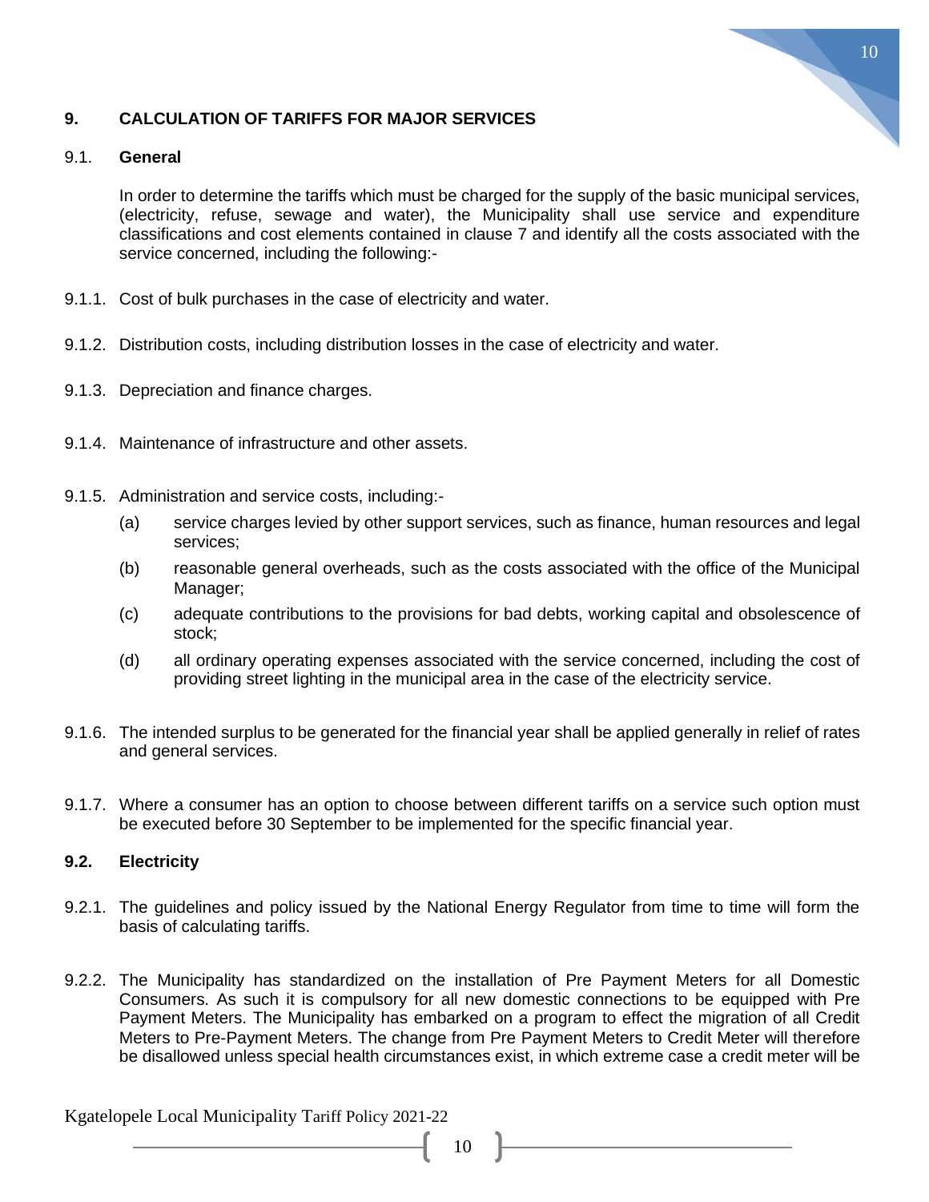## 9. CALCULATION OF TARIFFS FOR MAJOR SERVICES

### 9.1. General

In order to determine the tariffs which must be charged for the supply of the basic municipal services, (electricity, refuse, sewage and water), the Municipality shall use service and expenditure classifications and cost elements contained in clause 7 and identify all the costs associated with the service concerned, including the following:-

9.1.1. Cost of bulk purchases in the case of electricity and water.

9.1.2. Distribution costs, including distribution losses in the case of electricity and water.

9.1.3. Depreciation and finance charges.

9.1.4. Maintenance of infrastructure and other assets.

9.1.5. Administration and service costs, including:-

- (a) service charges levied by other support services, such as finance, human resources and legal services;
- (b) reasonable general overheads, such as the costs associated with the office of the Municipal Manager;
- (c) adequate contributions to the provisions for bad debts, working capital and obsolescence of stock;
- (d) all ordinary operating expenses associated with the service concerned, including the cost of providing street lighting in the municipal area in the case of the electricity service.

9.1.6. The intended surplus to be generated for the financial year shall be applied generally in relief of rates and general services.

9.1.7. Where a consumer has an option to choose between different tariffs on a service such option must be executed before 30 September to be implemented for the specific financial year.

### 9.2. Electricity

9.2.1. The guidelines and policy issued by the National Energy Regulator from time to time will form the basis of calculating tariffs.

9.2.2. The Municipality has standardized on the installation of Pre Payment Meters for all Domestic Consumers. As such it is compulsory for all new domestic connections to be equipped with Pre Payment Meters. The Municipality has embarked on a program to effect the migration of all Credit Meters to Pre-Payment Meters. The change from Pre Payment Meters to Credit Meter will therefore be disallowed unless special health circumstances exist, in which extreme case a credit meter will be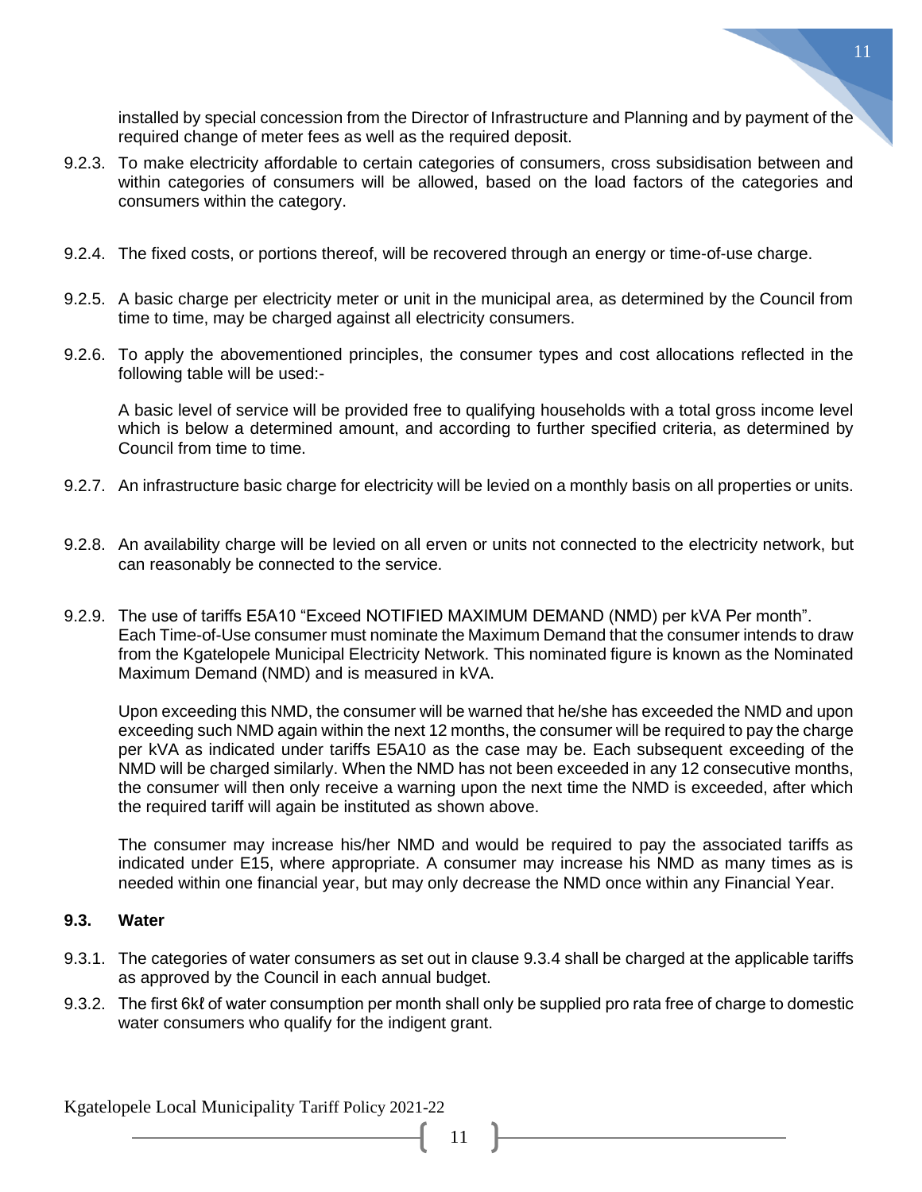installed by special concession from the Director of Infrastructure and Planning and by payment of the required change of meter fees as well as the required deposit.

9.2.3. To make electricity affordable to certain categories of consumers, cross subsidisation between and within categories of consumers will be allowed, based on the load factors of the categories and consumers within the category.

9.2.4. The fixed costs, or portions thereof, will be recovered through an energy or time-of-use charge.

9.2.5. A basic charge per electricity meter or unit in the municipal area, as determined by the Council from time to time, may be charged against all electricity consumers.

9.2.6. To apply the abovementioned principles, the consumer types and cost allocations reflected in the following table will be used:-

A basic level of service will be provided free to qualifying households with a total gross income level which is below a determined amount, and according to further specified criteria, as determined by Council from time to time.

9.2.7. An infrastructure basic charge for electricity will be levied on a monthly basis on all properties or units.

9.2.8. An availability charge will be levied on all erven or units not connected to the electricity network, but can reasonably be connected to the service.

9.2.9. The use of tariffs E5A10 "Exceed NOTIFIED MAXIMUM DEMAND (NMD) per kVA Per month". Each Time-of-Use consumer must nominate the Maximum Demand that the consumer intends to draw from the Kgatelopele Municipal Electricity Network. This nominated figure is known as the Nominated Maximum Demand (NMD) and is measured in kVA.

Upon exceeding this NMD, the consumer will be warned that he/she has exceeded the NMD and upon exceeding such NMD again within the next 12 months, the consumer will be required to pay the charge per kVA as indicated under tariffs E5A10 as the case may be. Each subsequent exceeding of the NMD will be charged similarly. When the NMD has not been exceeded in any 12 consecutive months, the consumer will then only receive a warning upon the next time the NMD is exceeded, after which the required tariff will again be instituted as shown above.

The consumer may increase his/her NMD and would be required to pay the associated tariffs as indicated under E15, where appropriate. A consumer may increase his NMD as many times as is needed within one financial year, but may only decrease the NMD once within any Financial Year.

### 9.3. Water

9.3.1. The categories of water consumers as set out in clause 9.3.4 shall be charged at the applicable tariffs as approved by the Council in each annual budget.

9.3.2. The first 6kℓ of water consumption per month shall only be supplied pro rata free of charge to domestic water consumers who qualify for the indigent grant.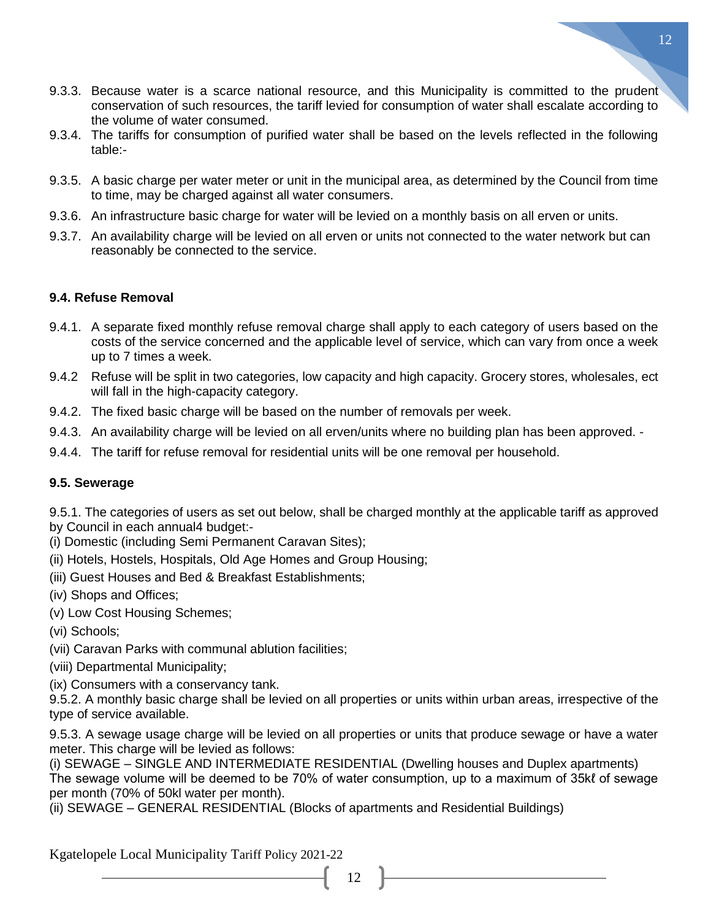9.3.3. Because water is a scarce national resource, and this Municipality is committed to the prudent conservation of such resources, the tariff levied for consumption of water shall escalate according to the volume of water consumed.

9.3.4. The tariffs for consumption of purified water shall be based on the levels reflected in the following table:-

9.3.5. A basic charge per water meter or unit in the municipal area, as determined by the Council from time to time, may be charged against all water consumers.

9.3.6. An infrastructure basic charge for water will be levied on a monthly basis on all erven or units.

9.3.7. An availability charge will be levied on all erven or units not connected to the water network but can reasonably be connected to the service.

### 9.4. Refuse Removal

9.4.1. A separate fixed monthly refuse removal charge shall apply to each category of users based on the costs of the service concerned and the applicable level of service, which can vary from once a week up to 7 times a week.

9.4.2 Refuse will be split in two categories, low capacity and high capacity. Grocery stores, wholesales, ect will fall in the high-capacity category.

9.4.2. The fixed basic charge will be based on the number of removals per week.

9.4.3. An availability charge will be levied on all erven/units where no building plan has been approved. -

9.4.4. The tariff for refuse removal for residential units will be one removal per household.

### 9.5. Sewerage

9.5.1. The categories of users as set out below, shall be charged monthly at the applicable tariff as approved by Council in each annual4 budget:-

(i) Domestic (including Semi Permanent Caravan Sites);

(ii) Hotels, Hostels, Hospitals, Old Age Homes and Group Housing;

(iii) Guest Houses and Bed & Breakfast Establishments;

(iv) Shops and Offices;

(v) Low Cost Housing Schemes;

(vi) Schools;

(vii) Caravan Parks with communal ablution facilities;

(viii) Departmental Municipality;

(ix) Consumers with a conservancy tank.

9.5.2. A monthly basic charge shall be levied on all properties or units within urban areas, irrespective of the type of service available.

9.5.3. A sewage usage charge will be levied on all properties or units that produce sewage or have a water meter. This charge will be levied as follows:

(i) SEWAGE – SINGLE AND INTERMEDIATE RESIDENTIAL (Dwelling houses and Duplex apartments)
The sewage volume will be deemed to be 70% of water consumption, up to a maximum of 35kℓ of sewage per month (70% of 50kl water per month).

(ii) SEWAGE – GENERAL RESIDENTIAL (Blocks of apartments and Residential Buildings)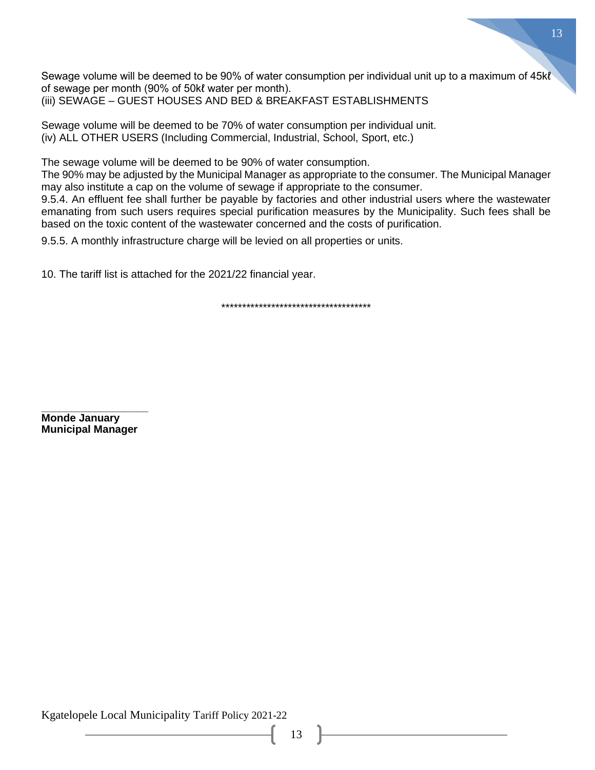Sewage volume will be deemed to be 90% of water consumption per individual unit up to a maximum of 45kℓ of sewage per month (90% of 50kℓ water per month).
(iii) SEWAGE – GUEST HOUSES AND BED & BREAKFAST ESTABLISHMENTS

Sewage volume will be deemed to be 70% of water consumption per individual unit.
(iv) ALL OTHER USERS (Including Commercial, Industrial, School, Sport, etc.)

The sewage volume will be deemed to be 90% of water consumption.
The 90% may be adjusted by the Municipal Manager as appropriate to the consumer. The Municipal Manager may also institute a cap on the volume of sewage if appropriate to the consumer.
9.5.4. An effluent fee shall further be payable by factories and other industrial users where the wastewater emanating from such users requires special purification measures by the Municipality. Such fees shall be based on the toxic content of the wastewater concerned and the costs of purification.

9.5.5. A monthly infrastructure charge will be levied on all properties or units.

10. The tariff list is attached for the 2021/22 financial year.

*************************************

\_\_\_\_\_\_\_\_\_\_\_\_\_\_\_\_\_\_
**Monde January**
**Municipal Manager**